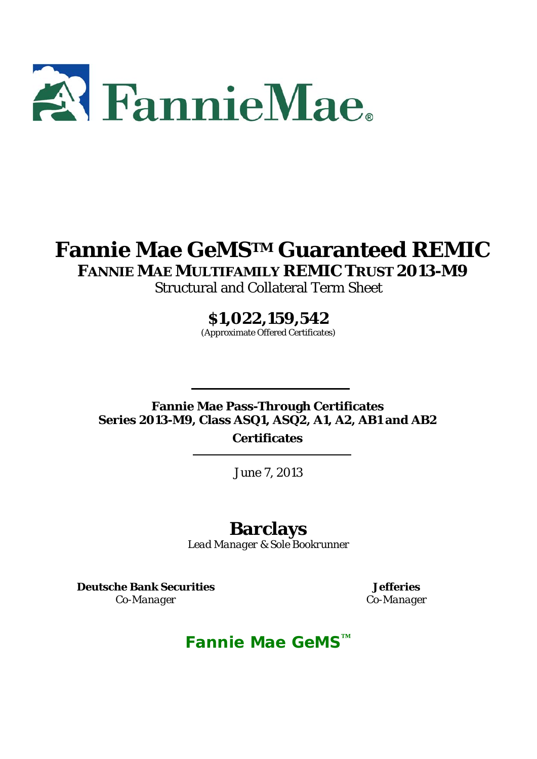FannieMae®

# Fannie Mae GeMS™ Guaranteed REMIC

## FANNIE MAE MULTIFAMILY REMIC TRUST 2013-M9

Structural and Collateral Term Sheet

## $1,022,159,542

(Approximate Offered Certificates)

---

**Fannie Mae Pass-Through Certificates**
**Series 2013-M9, Class ASQ1, ASQ2, A1, A2, AB1 and AB2**
**Certificates**

---

*June 7, 2013*

## Barclays

*Lead Manager & Sole Bookrunner*

**Deutsche Bank Securities**
*Co-Manager*

**Jefferies**
*Co-Manager*

**Fannie Mae GeMS™**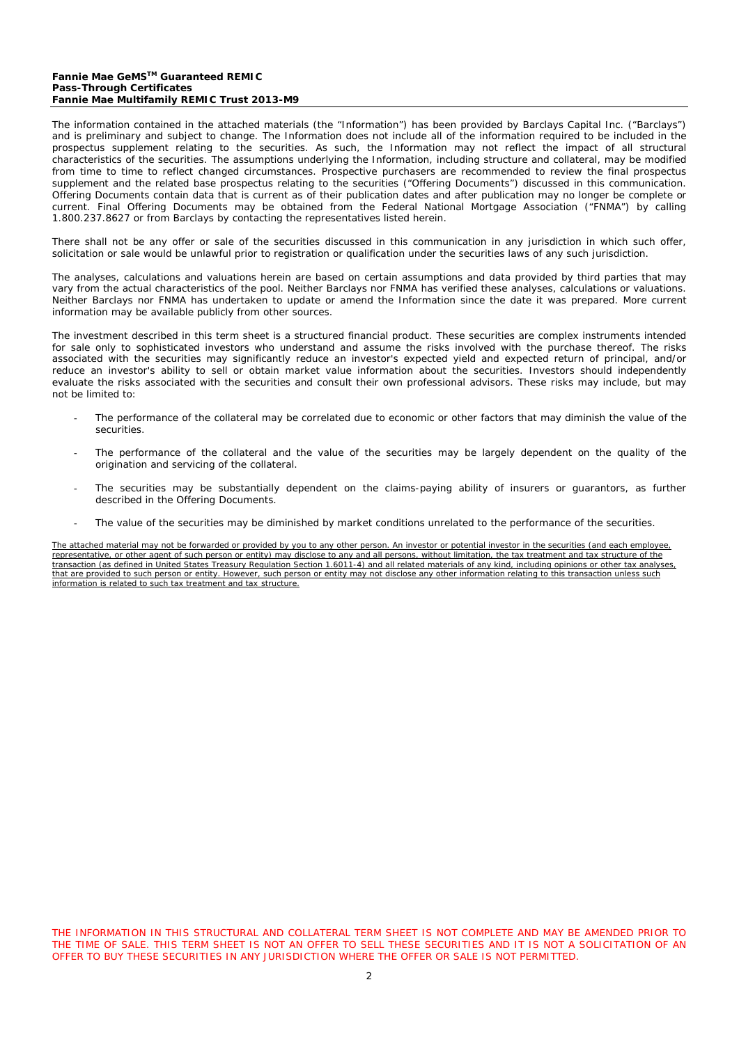The information contained in the attached materials (the "Information") has been provided by Barclays Capital Inc. ("Barclays") and is preliminary and subject to change. The Information does not include all of the information required to be included in the prospectus supplement relating to the securities. As such, the Information may not reflect the impact of all structural characteristics of the securities. The assumptions underlying the Information, including structure and collateral, may be modified from time to time to reflect changed circumstances. Prospective purchasers are recommended to review the final prospectus supplement and the related base prospectus relating to the securities ("Offering Documents") discussed in this communication. Offering Documents contain data that is current as of their publication dates and after publication may no longer be complete or current. Final Offering Documents may be obtained from the Federal National Mortgage Association ("FNMA") by calling 1.800.237.8627 or from Barclays by contacting the representatives listed herein.

There shall not be any offer or sale of the securities discussed in this communication in any jurisdiction in which such offer, solicitation or sale would be unlawful prior to registration or qualification under the securities laws of any such jurisdiction.

The analyses, calculations and valuations herein are based on certain assumptions and data provided by third parties that may vary from the actual characteristics of the pool. Neither Barclays nor FNMA has verified these analyses, calculations or valuations. Neither Barclays nor FNMA has undertaken to update or amend the Information since the date it was prepared. More current information may be available publicly from other sources.

The investment described in this term sheet is a structured financial product. These securities are complex instruments intended for sale only to sophisticated investors who understand and assume the risks involved with the purchase thereof. The risks associated with the securities may significantly reduce an investor's expected yield and expected return of principal, and/or reduce an investor's ability to sell or obtain market value information about the securities. Investors should independently evaluate the risks associated with the securities and consult their own professional advisors. These risks may include, but may not be limited to:

- The performance of the collateral may be correlated due to economic or other factors that may diminish the value of the securities.
- The performance of the collateral and the value of the securities may be largely dependent on the quality of the origination and servicing of the collateral.
- The securities may be substantially dependent on the claims-paying ability of insurers or guarantors, as further described in the Offering Documents.
- The value of the securities may be diminished by market conditions unrelated to the performance of the securities.

The attached material may not be forwarded or provided by you to any other person. An investor or potential investor in the securities (and each employee, representative, or other agent of such person or entity) may disclose to any and all persons, without limitation, the tax treatment and tax structure of the transaction (as defined in United States Treasury Regulation Section 1.6011-4) and all related materials of any kind, including opinions or other tax analyses, that are provided to such person or entity. However, such person or entity may not disclose any other information relating to this transaction unless such information is related to such tax treatment and tax structure.

THE INFORMATION IN THIS STRUCTURAL AND COLLATERAL TERM SHEET IS NOT COMPLETE AND MAY BE AMENDED PRIOR TO THE TIME OF SALE. THIS TERM SHEET IS NOT AN OFFER TO SELL THESE SECURITIES AND IT IS NOT A SOLICITATION OF AN OFFER TO BUY THESE SECURITIES IN ANY JURISDICTION WHERE THE OFFER OR SALE IS NOT PERMITTED.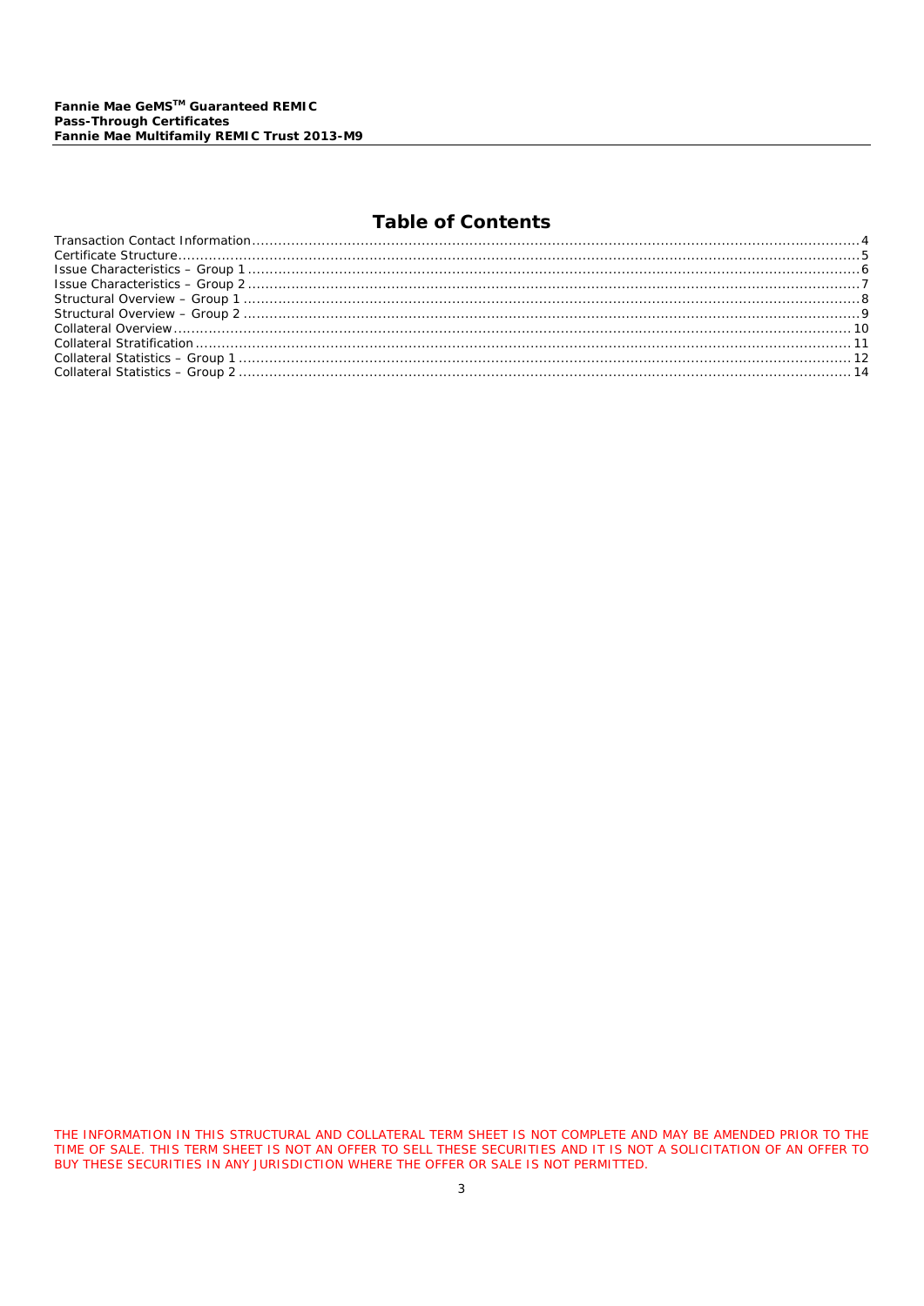# Table of Contents

Transaction Contact Information....4
Certificate Structure....5
Issue Characteristics – Group 1....6
Issue Characteristics – Group 2....7
Structural Overview – Group 1....8
Structural Overview – Group 2....9
Collateral Overview....10
Collateral Stratification....11
Collateral Statistics – Group 1....12
Collateral Statistics – Group 2....14

THE INFORMATION IN THIS STRUCTURAL AND COLLATERAL TERM SHEET IS NOT COMPLETE AND MAY BE AMENDED PRIOR TO THE TIME OF SALE. THIS TERM SHEET IS NOT AN OFFER TO SELL THESE SECURITIES AND IT IS NOT A SOLICITATION OF AN OFFER TO BUY THESE SECURITIES IN ANY JURISDICTION WHERE THE OFFER OR SALE IS NOT PERMITTED.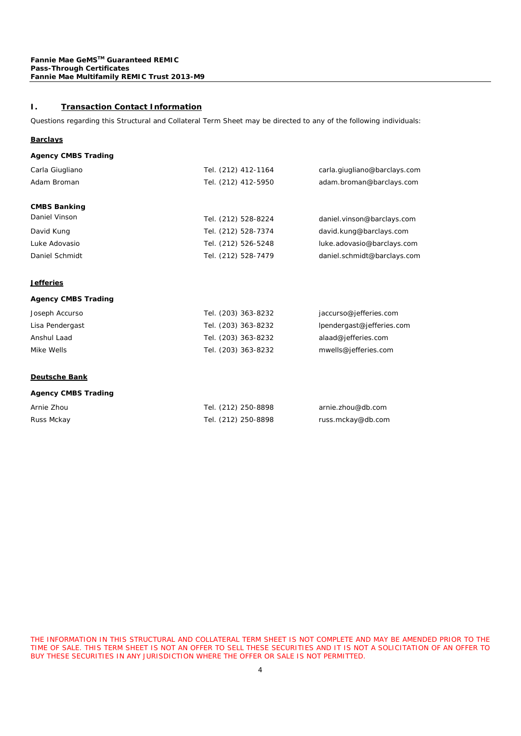## I. Transaction Contact Information

Questions regarding this Structural and Collateral Term Sheet may be directed to any of the following individuals:

**Barclays**

**Agency CMBS Trading**

| | | |
|---|---|---|
| Carla Giugliano | Tel. (212) 412-1164 | carla.giugliano@barclays.com |
| Adam Broman | Tel. (212) 412-5950 | adam.broman@barclays.com |

**CMBS Banking**

| | | |
|---|---|---|
| Daniel Vinson | Tel. (212) 528-8224 | daniel.vinson@barclays.com |
| David Kung | Tel. (212) 528-7374 | david.kung@barclays.com |
| Luke Adovasio | Tel. (212) 526-5248 | luke.adovasio@barclays.com |
| Daniel Schmidt | Tel. (212) 528-7479 | daniel.schmidt@barclays.com |

**Jefferies**

**Agency CMBS Trading**

| | | |
|---|---|---|
| Joseph Accurso | Tel. (203) 363-8232 | jaccurso@jefferies.com |
| Lisa Pendergast | Tel. (203) 363-8232 | lpendergast@jefferies.com |
| Anshul Laad | Tel. (203) 363-8232 | alaad@jefferies.com |
| Mike Wells | Tel. (203) 363-8232 | mwells@jefferies.com |

**Deutsche Bank**

**Agency CMBS Trading**

| | | |
|---|---|---|
| Arnie Zhou | Tel. (212) 250-8898 | arnie.zhou@db.com |
| Russ Mckay | Tel. (212) 250-8898 | russ.mckay@db.com |

THE INFORMATION IN THIS STRUCTURAL AND COLLATERAL TERM SHEET IS NOT COMPLETE AND MAY BE AMENDED PRIOR TO THE TIME OF SALE. THIS TERM SHEET IS NOT AN OFFER TO SELL THESE SECURITIES AND IT IS NOT A SOLICITATION OF AN OFFER TO BUY THESE SECURITIES IN ANY JURISDICTION WHERE THE OFFER OR SALE IS NOT PERMITTED.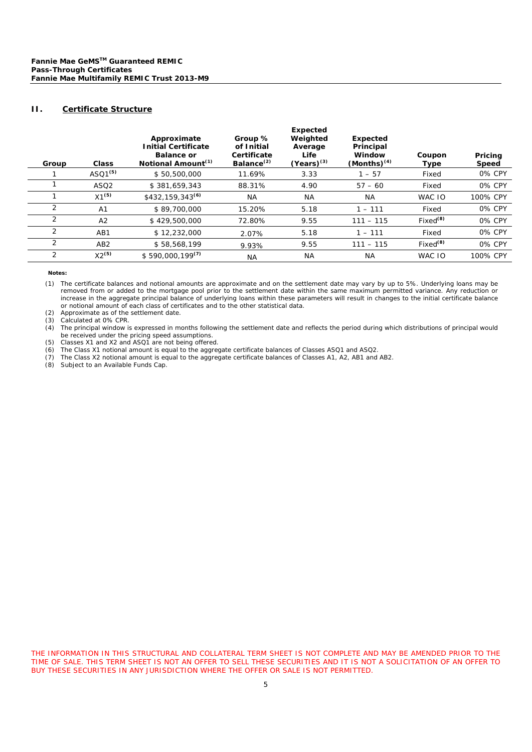**Fannie Mae GeMS™ Guaranteed REMIC**
**Pass-Through Certificates**
**Fannie Mae Multifamily REMIC Trust 2013-M9**

## II. Certificate Structure

| Group | Class | Approximate Initial Certificate Balance or Notional Amount[(1)] | Group % of Initial Certificate Balance[(2)] | Expected Weighted Average Life (Years)[(3)] | Expected Principal Window (Months)[(4)] | Coupon Type | Pricing Speed |
|---|---|---|---|---|---|---|---|
| 1 | ASQ1[(5)] | $ 50,500,000 | 11.69% | 3.33 | 1 – 57 | Fixed | 0% CPY |
| 1 | ASQ2 | $ 381,659,343 | 88.31% | 4.90 | 57 – 60 | Fixed | 0% CPY |
| 1 | X1[(5)] | $432,159,343[(6)] | NA | NA | NA | WAC IO | 100% CPY |
| 2 | A1 | $ 89,700,000 | 15.20% | 5.18 | 1 – 111 | Fixed | 0% CPY |
| 2 | A2 | $ 429,500,000 | 72.80% | 9.55 | 111 – 115 | Fixed[(8)] | 0% CPY |
| 2 | AB1 | $ 12,232,000 | 2.07% | 5.18 | 1 – 111 | Fixed | 0% CPY |
| 2 | AB2 | $ 58,568,199 | 9.93% | 9.55 | 111 – 115 | Fixed[(8)] | 0% CPY |
| 2 | X2[(5)] | $ 590,000,199[(7)] | NA | NA | NA | WAC IO | 100% CPY |

**Notes:**

(1) The certificate balances and notional amounts are approximate and on the settlement date may vary by up to 5%. Underlying loans may be removed from or added to the mortgage pool prior to the settlement date within the same maximum permitted variance. Any reduction or increase in the aggregate principal balance of underlying loans within these parameters will result in changes to the initial certificate balance or notional amount of each class of certificates and to the other statistical data.

(2) Approximate as of the settlement date.

(3) Calculated at 0% CPR.

(4) The principal window is expressed in months following the settlement date and reflects the period during which distributions of principal would be received under the pricing speed assumptions.

(5) Classes X1 and X2 and ASQ1 are not being offered.

(6) The Class X1 notional amount is equal to the aggregate certificate balances of Classes ASQ1 and ASQ2.

(7) The Class X2 notional amount is equal to the aggregate certificate balances of Classes A1, A2, AB1 and AB2.

(8) Subject to an Available Funds Cap.

THE INFORMATION IN THIS STRUCTURAL AND COLLATERAL TERM SHEET IS NOT COMPLETE AND MAY BE AMENDED PRIOR TO THE TIME OF SALE. THIS TERM SHEET IS NOT AN OFFER TO SELL THESE SECURITIES AND IT IS NOT A SOLICITATION OF AN OFFER TO BUY THESE SECURITIES IN ANY JURISDICTION WHERE THE OFFER OR SALE IS NOT PERMITTED.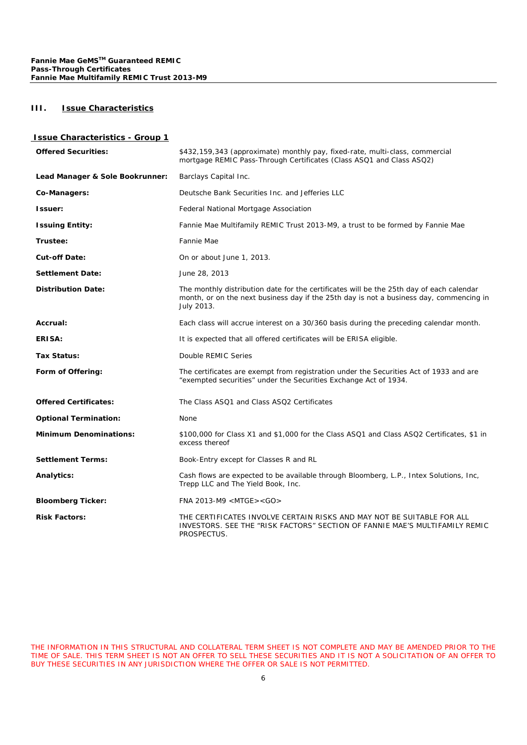## III. Issue Characteristics

### Issue Characteristics - Group 1

| | |
|---|---|
| **Offered Securities:** | $432,159,343 (approximate) monthly pay, fixed-rate, multi-class, commercial mortgage REMIC Pass-Through Certificates (Class ASQ1 and Class ASQ2) |
| **Lead Manager & Sole Bookrunner:** | Barclays Capital Inc. |
| **Co-Managers:** | Deutsche Bank Securities Inc. and Jefferies LLC |
| **Issuer:** | Federal National Mortgage Association |
| **Issuing Entity:** | Fannie Mae Multifamily REMIC Trust 2013-M9, a trust to be formed by Fannie Mae |
| **Trustee:** | Fannie Mae |
| **Cut-off Date:** | On or about June 1, 2013. |
| **Settlement Date:** | June 28, 2013 |
| **Distribution Date:** | The monthly distribution date for the certificates will be the 25th day of each calendar month, or on the next business day if the 25th day is not a business day, commencing in July 2013. |
| **Accrual:** | Each class will accrue interest on a 30/360 basis during the preceding calendar month. |
| **ERISA:** | It is expected that all offered certificates will be ERISA eligible. |
| **Tax Status:** | Double REMIC Series |
| **Form of Offering:** | The certificates are exempt from registration under the Securities Act of 1933 and are "exempted securities" under the Securities Exchange Act of 1934. |
| **Offered Certificates:** | The Class ASQ1 and Class ASQ2 Certificates |
| **Optional Termination:** | None |
| **Minimum Denominations:** | $100,000 for Class X1 and $1,000 for the Class ASQ1 and Class ASQ2 Certificates, $1 in excess thereof |
| **Settlement Terms:** | Book-Entry except for Classes R and RL |
| **Analytics:** | Cash flows are expected to be available through Bloomberg, L.P., Intex Solutions, Inc, Trepp LLC and The Yield Book, Inc. |
| **Bloomberg Ticker:** | FNA 2013-M9 <MTGE><GO> |
| **Risk Factors:** | THE CERTIFICATES INVOLVE CERTAIN RISKS AND MAY NOT BE SUITABLE FOR ALL INVESTORS. SEE THE "RISK FACTORS" SECTION OF FANNIE MAE'S MULTIFAMILY REMIC PROSPECTUS. |

THE INFORMATION IN THIS STRUCTURAL AND COLLATERAL TERM SHEET IS NOT COMPLETE AND MAY BE AMENDED PRIOR TO THE TIME OF SALE. THIS TERM SHEET IS NOT AN OFFER TO SELL THESE SECURITIES AND IT IS NOT A SOLICITATION OF AN OFFER TO BUY THESE SECURITIES IN ANY JURISDICTION WHERE THE OFFER OR SALE IS NOT PERMITTED.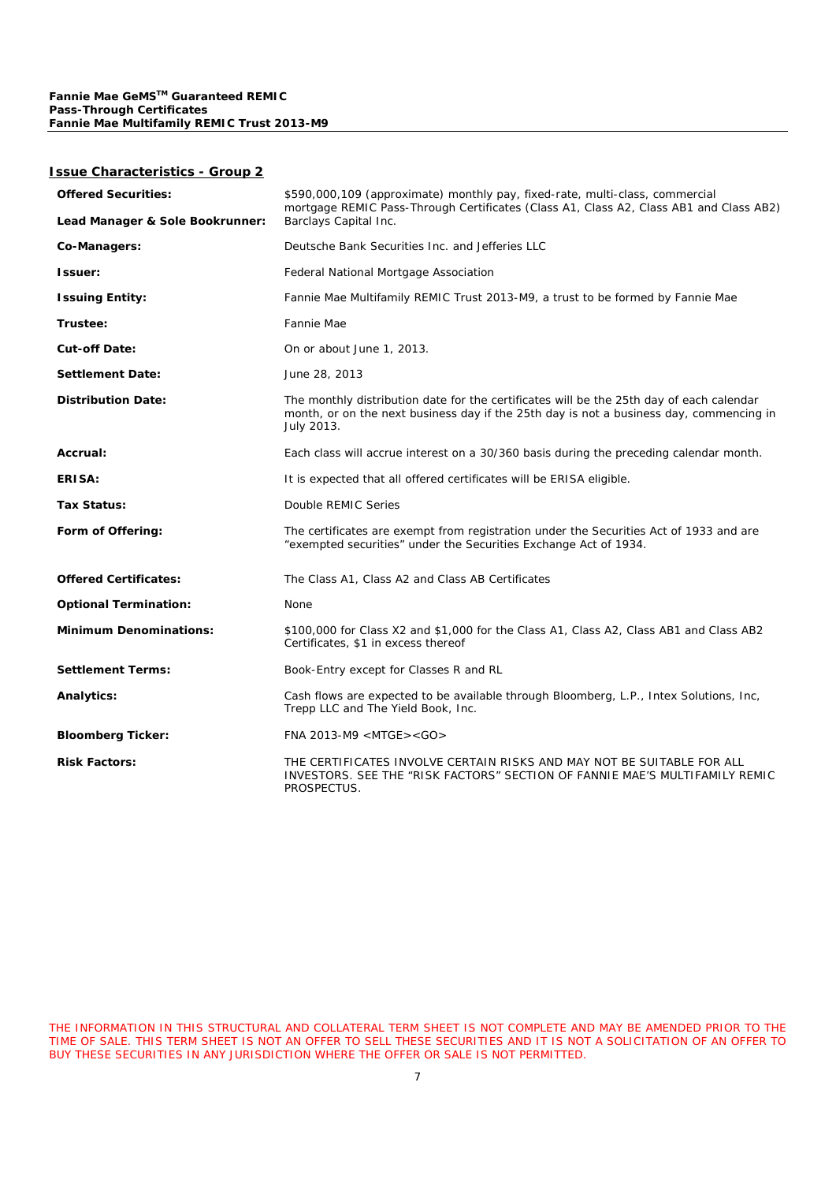## Issue Characteristics - Group 2

| | |
|---|---|
| **Offered Securities:** | $590,000,109 (approximate) monthly pay, fixed-rate, multi-class, commercial mortgage REMIC Pass-Through Certificates (Class A1, Class A2, Class AB1 and Class AB2) |
| **Lead Manager & Sole Bookrunner:** | Barclays Capital Inc. |
| **Co-Managers:** | Deutsche Bank Securities Inc. and Jefferies LLC |
| **Issuer:** | Federal National Mortgage Association |
| **Issuing Entity:** | Fannie Mae Multifamily REMIC Trust 2013-M9, a trust to be formed by Fannie Mae |
| **Trustee:** | Fannie Mae |
| **Cut-off Date:** | On or about June 1, 2013. |
| **Settlement Date:** | June 28, 2013 |
| **Distribution Date:** | The monthly distribution date for the certificates will be the 25th day of each calendar month, or on the next business day if the 25th day is not a business day, commencing in July 2013. |
| **Accrual:** | Each class will accrue interest on a 30/360 basis during the preceding calendar month. |
| **ERISA:** | It is expected that all offered certificates will be ERISA eligible. |
| **Tax Status:** | Double REMIC Series |
| **Form of Offering:** | The certificates are exempt from registration under the Securities Act of 1933 and are "exempted securities" under the Securities Exchange Act of 1934. |
| **Offered Certificates:** | The Class A1, Class A2 and Class AB Certificates |
| **Optional Termination:** | None |
| **Minimum Denominations:** | $100,000 for Class X2 and $1,000 for the Class A1, Class A2, Class AB1 and Class AB2 Certificates, $1 in excess thereof |
| **Settlement Terms:** | Book-Entry except for Classes R and RL |
| **Analytics:** | Cash flows are expected to be available through Bloomberg, L.P., Intex Solutions, Inc, Trepp LLC and The Yield Book, Inc. |
| **Bloomberg Ticker:** | FNA 2013-M9 <MTGE><GO> |
| **Risk Factors:** | THE CERTIFICATES INVOLVE CERTAIN RISKS AND MAY NOT BE SUITABLE FOR ALL INVESTORS. SEE THE "RISK FACTORS" SECTION OF FANNIE MAE'S MULTIFAMILY REMIC PROSPECTUS. |

THE INFORMATION IN THIS STRUCTURAL AND COLLATERAL TERM SHEET IS NOT COMPLETE AND MAY BE AMENDED PRIOR TO THE TIME OF SALE. THIS TERM SHEET IS NOT AN OFFER TO SELL THESE SECURITIES AND IT IS NOT A SOLICITATION OF AN OFFER TO BUY THESE SECURITIES IN ANY JURISDICTION WHERE THE OFFER OR SALE IS NOT PERMITTED.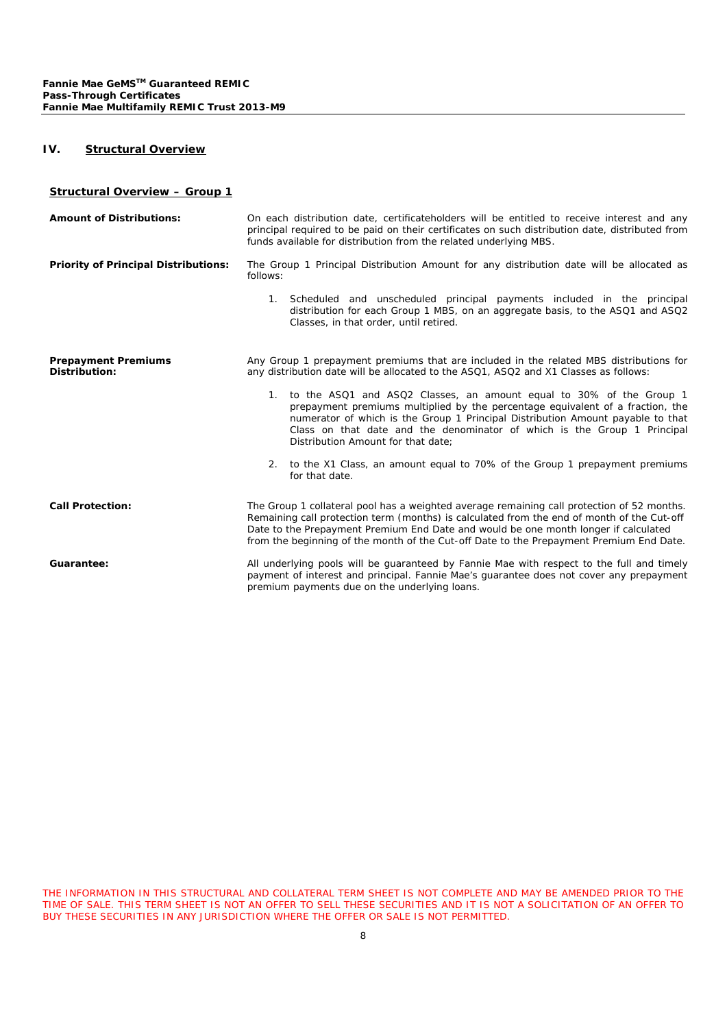## IV. Structural Overview

### Structural Overview – Group 1

**Amount of Distributions:** On each distribution date, certificateholders will be entitled to receive interest and any principal required to be paid on their certificates on such distribution date, distributed from funds available for distribution from the related underlying MBS.

**Priority of Principal Distributions:** The Group 1 Principal Distribution Amount for any distribution date will be allocated as follows:

1. Scheduled and unscheduled principal payments included in the principal distribution for each Group 1 MBS, on an aggregate basis, to the ASQ1 and ASQ2 Classes, in that order, until retired.

**Prepayment Premiums Distribution:** Any Group 1 prepayment premiums that are included in the related MBS distributions for any distribution date will be allocated to the ASQ1, ASQ2 and X1 Classes as follows:

1. to the ASQ1 and ASQ2 Classes, an amount equal to 30% of the Group 1 prepayment premiums multiplied by the percentage equivalent of a fraction, the numerator of which is the Group 1 Principal Distribution Amount payable to that Class on that date and the denominator of which is the Group 1 Principal Distribution Amount for that date;
2. to the X1 Class, an amount equal to 70% of the Group 1 prepayment premiums for that date.

**Call Protection:** The Group 1 collateral pool has a weighted average remaining call protection of 52 months. Remaining call protection term (months) is calculated from the end of month of the Cut-off Date to the Prepayment Premium End Date and would be one month longer if calculated from the beginning of the month of the Cut-off Date to the Prepayment Premium End Date.

**Guarantee:** All underlying pools will be guaranteed by Fannie Mae with respect to the full and timely payment of interest and principal. Fannie Mae's guarantee does not cover any prepayment premium payments due on the underlying loans.

THE INFORMATION IN THIS STRUCTURAL AND COLLATERAL TERM SHEET IS NOT COMPLETE AND MAY BE AMENDED PRIOR TO THE TIME OF SALE. THIS TERM SHEET IS NOT AN OFFER TO SELL THESE SECURITIES AND IT IS NOT A SOLICITATION OF AN OFFER TO BUY THESE SECURITIES IN ANY JURISDICTION WHERE THE OFFER OR SALE IS NOT PERMITTED.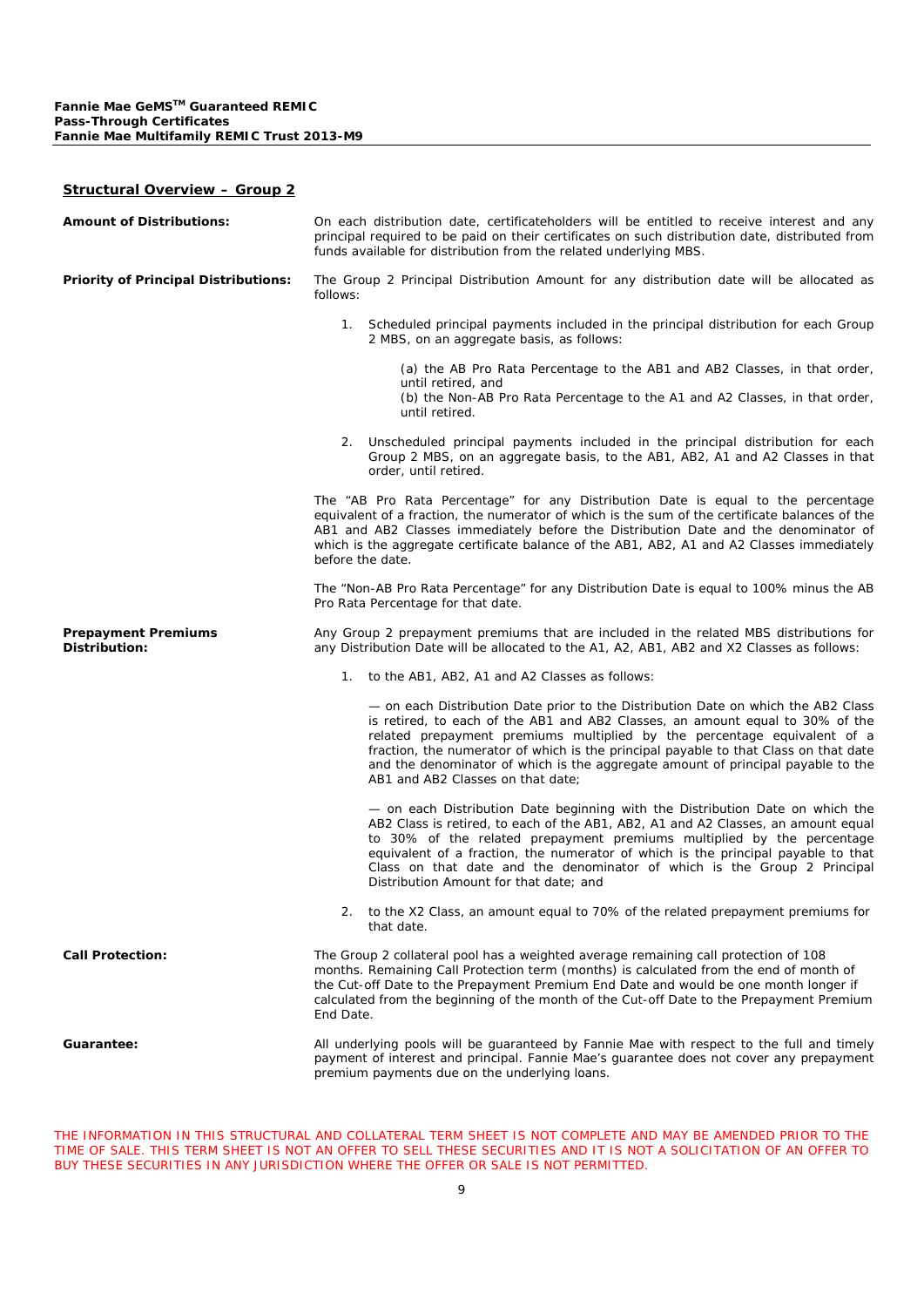## Structural Overview – Group 2

**Amount of Distributions:**

On each distribution date, certificateholders will be entitled to receive interest and any principal required to be paid on their certificates on such distribution date, distributed from funds available for distribution from the related underlying MBS.

**Priority of Principal Distributions:**

The Group 2 Principal Distribution Amount for any distribution date will be allocated as follows:

1. Scheduled principal payments included in the principal distribution for each Group 2 MBS, on an aggregate basis, as follows:

   (a) the AB Pro Rata Percentage to the AB1 and AB2 Classes, in that order, until retired, and
   (b) the Non-AB Pro Rata Percentage to the A1 and A2 Classes, in that order, until retired.

2. Unscheduled principal payments included in the principal distribution for each Group 2 MBS, on an aggregate basis, to the AB1, AB2, A1 and A2 Classes in that order, until retired.

The "AB Pro Rata Percentage" for any Distribution Date is equal to the percentage equivalent of a fraction, the numerator of which is the sum of the certificate balances of the AB1 and AB2 Classes immediately before the Distribution Date and the denominator of which is the aggregate certificate balance of the AB1, AB2, A1 and A2 Classes immediately before the date.

The "Non-AB Pro Rata Percentage" for any Distribution Date is equal to 100% minus the AB Pro Rata Percentage for that date.

**Prepayment Premiums Distribution:**

Any Group 2 prepayment premiums that are included in the related MBS distributions for any Distribution Date will be allocated to the A1, A2, AB1, AB2 and X2 Classes as follows:

1. to the AB1, AB2, A1 and A2 Classes as follows:

   — on each Distribution Date prior to the Distribution Date on which the AB2 Class is retired, to each of the AB1 and AB2 Classes, an amount equal to 30% of the related prepayment premiums multiplied by the percentage equivalent of a fraction, the numerator of which is the principal payable to that Class on that date and the denominator of which is the aggregate amount of principal payable to the AB1 and AB2 Classes on that date;

   — on each Distribution Date beginning with the Distribution Date on which the AB2 Class is retired, to each of the AB1, AB2, A1 and A2 Classes, an amount equal to 30% of the related prepayment premiums multiplied by the percentage equivalent of a fraction, the numerator of which is the principal payable to that Class on that date and the denominator of which is the Group 2 Principal Distribution Amount for that date; and

2. to the X2 Class, an amount equal to 70% of the related prepayment premiums for that date.

**Call Protection:**

The Group 2 collateral pool has a weighted average remaining call protection of 108 months. Remaining Call Protection term (months) is calculated from the end of month of the Cut-off Date to the Prepayment Premium End Date and would be one month longer if calculated from the beginning of the month of the Cut-off Date to the Prepayment Premium End Date.

**Guarantee:**

All underlying pools will be guaranteed by Fannie Mae with respect to the full and timely payment of interest and principal. Fannie Mae's guarantee does not cover any prepayment premium payments due on the underlying loans.

THE INFORMATION IN THIS STRUCTURAL AND COLLATERAL TERM SHEET IS NOT COMPLETE AND MAY BE AMENDED PRIOR TO THE TIME OF SALE. THIS TERM SHEET IS NOT AN OFFER TO SELL THESE SECURITIES AND IT IS NOT A SOLICITATION OF AN OFFER TO BUY THESE SECURITIES IN ANY JURISDICTION WHERE THE OFFER OR SALE IS NOT PERMITTED.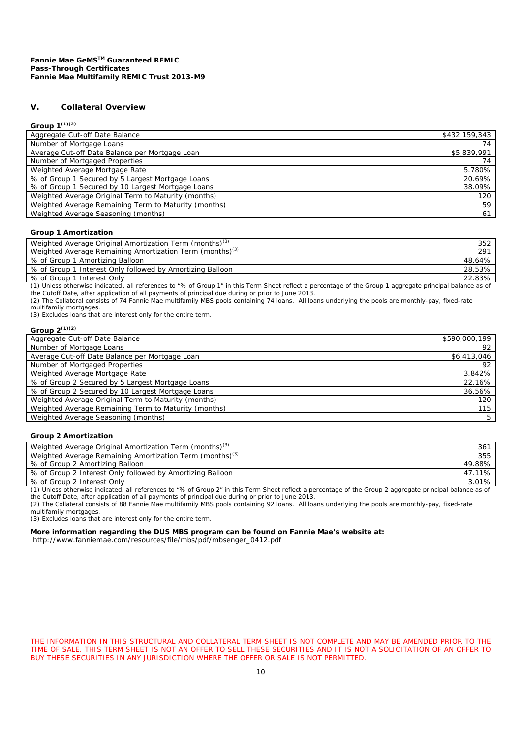## V. Collateral Overview

**Group 1[1][2]**

| | |
|---|---|
| Aggregate Cut-off Date Balance | $432,159,343 |
| Number of Mortgage Loans | 74 |
| Average Cut-off Date Balance per Mortgage Loan | $5,839,991 |
| Number of Mortgaged Properties | 74 |
| Weighted Average Mortgage Rate | 5.780% |
| % of Group 1 Secured by 5 Largest Mortgage Loans | 20.69% |
| % of Group 1 Secured by 10 Largest Mortgage Loans | 38.09% |
| Weighted Average Original Term to Maturity (months) | 120 |
| Weighted Average Remaining Term to Maturity (months) | 59 |
| Weighted Average Seasoning (months) | 61 |

**Group 1 Amortization**

| | |
|---|---|
| Weighted Average Original Amortization Term (months)[3] | 352 |
| Weighted Average Remaining Amortization Term (months)[3] | 291 |
| % of Group 1 Amortizing Balloon | 48.64% |
| % of Group 1 Interest Only followed by Amortizing Balloon | 28.53% |
| % of Group 1 Interest Only | 22.83% |

(1) Unless otherwise indicated, all references to "% of Group 1" in this Term Sheet reflect a percentage of the Group 1 aggregate principal balance as of the Cutoff Date, after application of all payments of principal due during or prior to June 2013.
(2) The Collateral consists of 74 Fannie Mae multifamily MBS pools containing 74 loans. All loans underlying the pools are monthly-pay, fixed-rate multifamily mortgages.
(3) Excludes loans that are interest only for the entire term.

**Group 2[1][2]**

| | |
|---|---|
| Aggregate Cut-off Date Balance | $590,000,199 |
| Number of Mortgage Loans | 92 |
| Average Cut-off Date Balance per Mortgage Loan | $6,413,046 |
| Number of Mortgaged Properties | 92 |
| Weighted Average Mortgage Rate | 3.842% |
| % of Group 2 Secured by 5 Largest Mortgage Loans | 22.16% |
| % of Group 2 Secured by 10 Largest Mortgage Loans | 36.56% |
| Weighted Average Original Term to Maturity (months) | 120 |
| Weighted Average Remaining Term to Maturity (months) | 115 |
| Weighted Average Seasoning (months) | 5 |

**Group 2 Amortization**

| | |
|---|---|
| Weighted Average Original Amortization Term (months)[3] | 361 |
| Weighted Average Remaining Amortization Term (months)[3] | 355 |
| % of Group 2 Amortizing Balloon | 49.88% |
| % of Group 2 Interest Only followed by Amortizing Balloon | 47.11% |
| % of Group 2 Interest Only | 3.01% |

(1) Unless otherwise indicated, all references to "% of Group 2" in this Term Sheet reflect a percentage of the Group 2 aggregate principal balance as of the Cutoff Date, after application of all payments of principal due during or prior to June 2013.
(2) The Collateral consists of 88 Fannie Mae multifamily MBS pools containing 92 loans. All loans underlying the pools are monthly-pay, fixed-rate multifamily mortgages.
(3) Excludes loans that are interest only for the entire term.

**More information regarding the DUS MBS program can be found on Fannie Mae's website at:**
http://www.fanniemae.com/resources/file/mbs/pdf/mbsenger_0412.pdf

THE INFORMATION IN THIS STRUCTURAL AND COLLATERAL TERM SHEET IS NOT COMPLETE AND MAY BE AMENDED PRIOR TO THE TIME OF SALE. THIS TERM SHEET IS NOT AN OFFER TO SELL THESE SECURITIES AND IT IS NOT A SOLICITATION OF AN OFFER TO BUY THESE SECURITIES IN ANY JURISDICTION WHERE THE OFFER OR SALE IS NOT PERMITTED.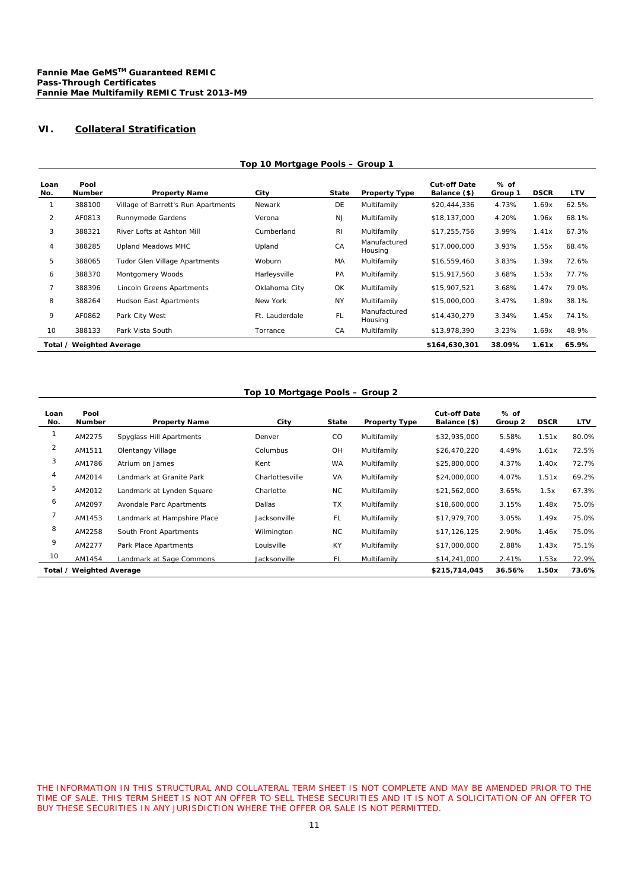## VI. Collateral Stratification

**Top 10 Mortgage Pools – Group 1**

| Loan No. | Pool Number | Property Name | City | State | Property Type | Cut-off Date Balance ($) | % of Group 1 | DSCR | LTV |
|---|---|---|---|---|---|---|---|---|---|
| 1 | 388100 | Village of Barrett's Run Apartments | Newark | DE | Multifamily | $20,444,336 | 4.73% | 1.69x | 62.5% |
| 2 | AF0813 | Runnymede Gardens | Verona | NJ | Multifamily | $18,137,000 | 4.20% | 1.96x | 68.1% |
| 3 | 388321 | River Lofts at Ashton Mill | Cumberland | RI | Multifamily | $17,255,756 | 3.99% | 1.41x | 67.3% |
| 4 | 388285 | Upland Meadows MHC | Upland | CA | Manufactured Housing | $17,000,000 | 3.93% | 1.55x | 68.4% |
| 5 | 388065 | Tudor Glen Village Apartments | Woburn | MA | Multifamily | $16,559,460 | 3.83% | 1.39x | 72.6% |
| 6 | 388370 | Montgomery Woods | Harleysville | PA | Multifamily | $15,917,560 | 3.68% | 1.53x | 77.7% |
| 7 | 388396 | Lincoln Greens Apartments | Oklahoma City | OK | Multifamily | $15,907,521 | 3.68% | 1.47x | 79.0% |
| 8 | 388264 | Hudson East Apartments | New York | NY | Multifamily | $15,000,000 | 3.47% | 1.89x | 38.1% |
| 9 | AF0862 | Park City West | Ft. Lauderdale | FL | Manufactured Housing | $14,430,279 | 3.34% | 1.45x | 74.1% |
| 10 | 388133 | Park Vista South | Torrance | CA | Multifamily | $13,978,390 | 3.23% | 1.69x | 48.9% |
| **Total / Weighted Average** | | | | | | **$164,630,301** | **38.09%** | **1.61x** | **65.9%** |

**Top 10 Mortgage Pools – Group 2**

| Loan No. | Pool Number | Property Name | City | State | Property Type | Cut-off Date Balance ($) | % of Group 2 | DSCR | LTV |
|---|---|---|---|---|---|---|---|---|---|
| 1 | AM2275 | Spyglass Hill Apartments | Denver | CO | Multifamily | $32,935,000 | 5.58% | 1.51x | 80.0% |
| 2 | AM1511 | Olentangy Village | Columbus | OH | Multifamily | $26,470,220 | 4.49% | 1.61x | 72.5% |
| 3 | AM1786 | Atrium on James | Kent | WA | Multifamily | $25,800,000 | 4.37% | 1.40x | 72.7% |
| 4 | AM2014 | Landmark at Granite Park | Charlottesville | VA | Multifamily | $24,000,000 | 4.07% | 1.51x | 69.2% |
| 5 | AM2012 | Landmark at Lynden Square | Charlotte | NC | Multifamily | $21,562,000 | 3.65% | 1.5x | 67.3% |
| 6 | AM2097 | Avondale Parc Apartments | Dallas | TX | Multifamily | $18,600,000 | 3.15% | 1.48x | 75.0% |
| 7 | AM1453 | Landmark at Hampshire Place | Jacksonville | FL | Multifamily | $17,979,700 | 3.05% | 1.49x | 75.0% |
| 8 | AM2258 | South Front Apartments | Wilmington | NC | Multifamily | $17,126,125 | 2.90% | 1.46x | 75.0% |
| 9 | AM2277 | Park Place Apartments | Louisville | KY | Multifamily | $17,000,000 | 2.88% | 1.43x | 75.1% |
| 10 | AM1454 | Landmark at Sage Commons | Jacksonville | FL | Multifamily | $14,241,000 | 2.41% | 1.53x | 72.9% |
| **Total / Weighted Average** | | | | | | **$215,714,045** | **36.56%** | **1.50x** | **73.6%** |

THE INFORMATION IN THIS STRUCTURAL AND COLLATERAL TERM SHEET IS NOT COMPLETE AND MAY BE AMENDED PRIOR TO THE TIME OF SALE. THIS TERM SHEET IS NOT AN OFFER TO SELL THESE SECURITIES AND IT IS NOT A SOLICITATION OF AN OFFER TO BUY THESE SECURITIES IN ANY JURISDICTION WHERE THE OFFER OR SALE IS NOT PERMITTED.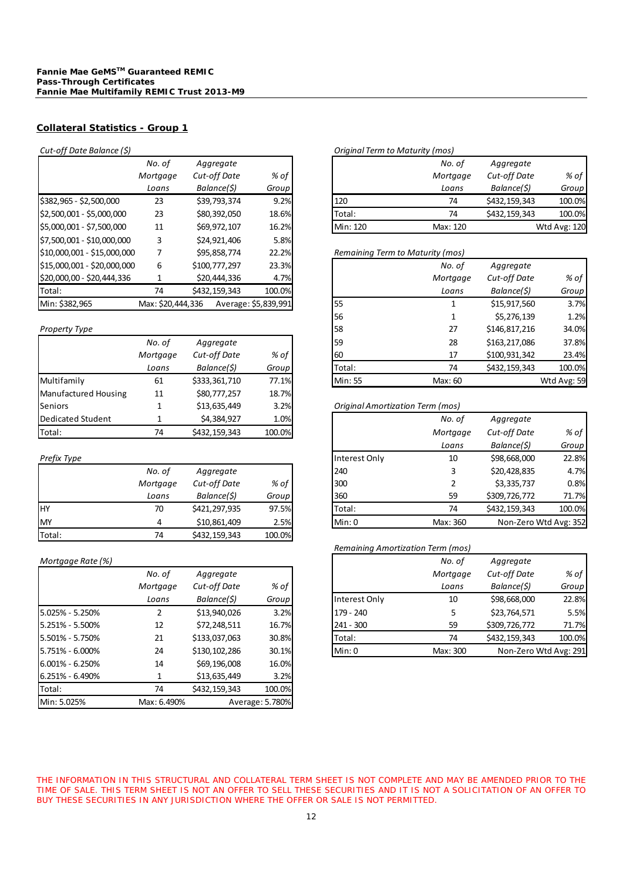**Fannie Mae GeMS™ Guaranteed REMIC**
**Pass-Through Certificates**
**Fannie Mae Multifamily REMIC Trust 2013-M9**

## Collateral Statistics - Group 1

*Cut-off Date Balance ($)*

| | No. of Mortgage Loans | Aggregate Cut-off Date Balance($) | % of Group |
|---|---|---|---|
| $382,965 - $2,500,000 | 23 | $39,793,374 | 9.2% |
| $2,500,001 - $5,000,000 | 23 | $80,392,050 | 18.6% |
| $5,000,001 - $7,500,000 | 11 | $69,972,107 | 16.2% |
| $7,500,001 - $10,000,000 | 3 | $24,921,406 | 5.8% |
| $10,000,001 - $15,000,000 | 7 | $95,858,774 | 22.2% |
| $15,000,001 - $20,000,000 | 6 | $100,777,297 | 23.3% |
| $20,000,00 - $20,444,336 | 1 | $20,444,336 | 4.7% |
| Total: | 74 | $432,159,343 | 100.0% |
| Min: $382,965 | Max: $20,444,336 | Average: $5,839,991 | |

*Property Type*

| | No. of Mortgage Loans | Aggregate Cut-off Date Balance($) | % of Group |
|---|---|---|---|
| Multifamily | 61 | $333,361,710 | 77.1% |
| Manufactured Housing | 11 | $80,777,257 | 18.7% |
| Seniors | 1 | $13,635,449 | 3.2% |
| Dedicated Student | 1 | $4,384,927 | 1.0% |
| Total: | 74 | $432,159,343 | 100.0% |

*Prefix Type*

| | No. of Mortgage Loans | Aggregate Cut-off Date Balance($) | % of Group |
|---|---|---|---|
| HY | 70 | $421,297,935 | 97.5% |
| MY | 4 | $10,861,409 | 2.5% |
| Total: | 74 | $432,159,343 | 100.0% |

*Mortgage Rate (%)*

| | No. of Mortgage Loans | Aggregate Cut-off Date Balance($) | % of Group |
|---|---|---|---|
| 5.025% - 5.250% | 2 | $13,940,026 | 3.2% |
| 5.251% - 5.500% | 12 | $72,248,511 | 16.7% |
| 5.501% - 5.750% | 21 | $133,037,063 | 30.8% |
| 5.751% - 6.000% | 24 | $130,102,286 | 30.1% |
| 6.001% - 6.250% | 14 | $69,196,008 | 16.0% |
| 6.251% - 6.490% | 1 | $13,635,449 | 3.2% |
| Total: | 74 | $432,159,343 | 100.0% |
| Min: 5.025% | Max: 6.490% | Average: 5.780% | |

*Original Term to Maturity (mos)*

| | No. of Mortgage Loans | Aggregate Cut-off Date Balance($) | % of Group |
|---|---|---|---|
| 120 | 74 | $432,159,343 | 100.0% |
| Total: | 74 | $432,159,343 | 100.0% |
| Min: 120 | Max: 120 | | Wtd Avg: 120 |

*Remaining Term to Maturity (mos)*

| | No. of Mortgage Loans | Aggregate Cut-off Date Balance($) | % of Group |
|---|---|---|---|
| 55 | 1 | $15,917,560 | 3.7% |
| 56 | 1 | $5,276,139 | 1.2% |
| 58 | 27 | $146,817,216 | 34.0% |
| 59 | 28 | $163,217,086 | 37.8% |
| 60 | 17 | $100,931,342 | 23.4% |
| Total: | 74 | $432,159,343 | 100.0% |
| Min: 55 | Max: 60 | | Wtd Avg: 59 |

*Original Amortization Term (mos)*

| | No. of Mortgage Loans | Aggregate Cut-off Date Balance($) | % of Group |
|---|---|---|---|
| Interest Only | 10 | $98,668,000 | 22.8% |
| 240 | 3 | $20,428,835 | 4.7% |
| 300 | 2 | $3,335,737 | 0.8% |
| 360 | 59 | $309,726,772 | 71.7% |
| Total: | 74 | $432,159,343 | 100.0% |
| Min: 0 | Max: 360 | Non-Zero Wtd Avg: 352 | |

*Remaining Amortization Term (mos)*

| | No. of Mortgage Loans | Aggregate Cut-off Date Balance($) | % of Group |
|---|---|---|---|
| Interest Only | 10 | $98,668,000 | 22.8% |
| 179 - 240 | 5 | $23,764,571 | 5.5% |
| 241 - 300 | 59 | $309,726,772 | 71.7% |
| Total: | 74 | $432,159,343 | 100.0% |
| Min: 0 | Max: 300 | Non-Zero Wtd Avg: 291 | |

THE INFORMATION IN THIS STRUCTURAL AND COLLATERAL TERM SHEET IS NOT COMPLETE AND MAY BE AMENDED PRIOR TO THE TIME OF SALE. THIS TERM SHEET IS NOT AN OFFER TO SELL THESE SECURITIES AND IT IS NOT A SOLICITATION OF AN OFFER TO BUY THESE SECURITIES IN ANY JURISDICTION WHERE THE OFFER OR SALE IS NOT PERMITTED.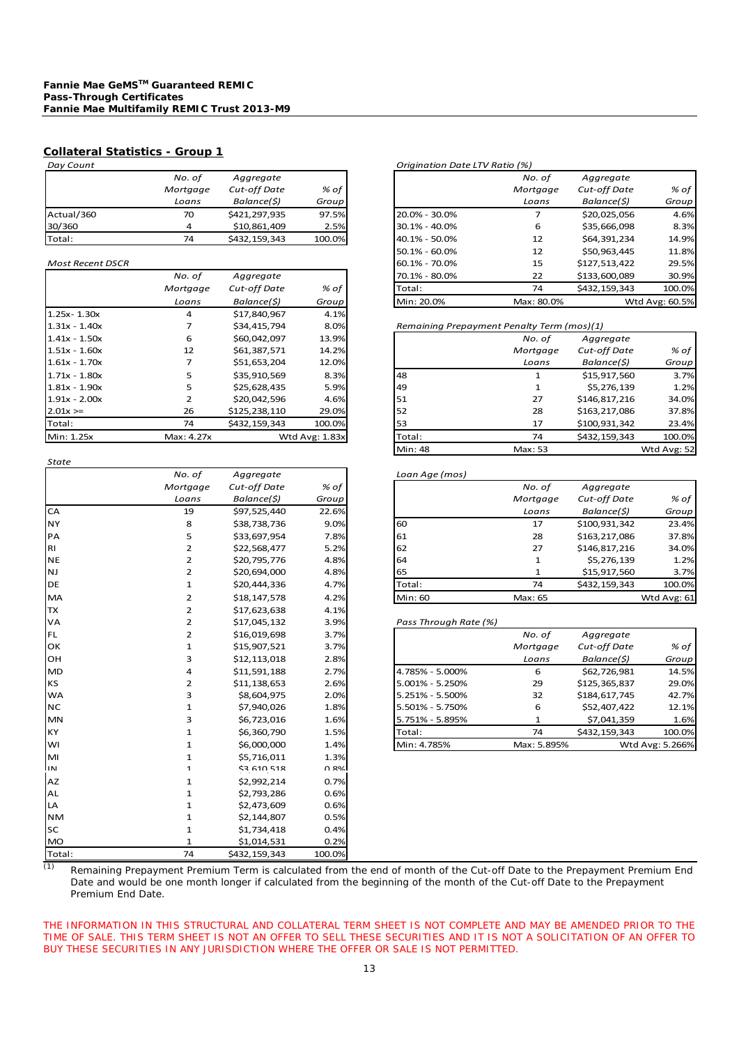**Fannie Mae GeMS[TM] Guaranteed REMIC**
**Pass-Through Certificates**
**Fannie Mae Multifamily REMIC Trust 2013-M9**

## Collateral Statistics - Group 1

*Day Count*

| | *No. of Mortgage Loans* | *Aggregate Cut-off Date Balance($)* | *% of Group* |
|---|---|---|---|
| Actual/360 | 70 | \$421,297,935 | 97.5% |
| 30/360 | 4 | \$10,861,409 | 2.5% |
| Total: | 74 | \$432,159,343 | 100.0% |

*Most Recent DSCR*

| | *No. of Mortgage Loans* | *Aggregate Cut-off Date Balance($)* | *% of Group* |
|---|---|---|---|
| 1.25x- 1.30x | 4 | \$17,840,967 | 4.1% |
| 1.31x - 1.40x | 7 | \$34,415,794 | 8.0% |
| 1.41x - 1.50x | 6 | \$60,042,097 | 13.9% |
| 1.51x - 1.60x | 12 | \$61,387,571 | 14.2% |
| 1.61x - 1.70x | 7 | \$51,653,204 | 12.0% |
| 1.71x - 1.80x | 5 | \$35,910,569 | 8.3% |
| 1.81x - 1.90x | 5 | \$25,628,435 | 5.9% |
| 1.91x - 2.00x | 2 | \$20,042,596 | 4.6% |
| 2.01x >= | 26 | \$125,238,110 | 29.0% |
| Total: | 74 | \$432,159,343 | 100.0% |
| Min: 1.25x | Max: 4.27x | | Wtd Avg: 1.83x |

*State*

| | *No. of Mortgage Loans* | *Aggregate Cut-off Date Balance($)* | *% of Group* |
|---|---|---|---|
| CA | 19 | \$97,525,440 | 22.6% |
| NY | 8 | \$38,738,736 | 9.0% |
| PA | 5 | \$33,697,954 | 7.8% |
| RI | 2 | \$22,568,477 | 5.2% |
| NE | 2 | \$20,795,776 | 4.8% |
| NJ | 2 | \$20,694,000 | 4.8% |
| DE | 1 | \$20,444,336 | 4.7% |
| MA | 2 | \$18,147,578 | 4.2% |
| TX | 2 | \$17,623,638 | 4.1% |
| VA | 2 | \$17,045,132 | 3.9% |
| FL | 2 | \$16,019,698 | 3.7% |
| OK | 1 | \$15,907,521 | 3.7% |
| OH | 3 | \$12,113,018 | 2.8% |
| MD | 4 | \$11,591,188 | 2.7% |
| KS | 2 | \$11,138,653 | 2.6% |
| WA | 3 | \$8,604,975 | 2.0% |
| NC | 1 | \$7,940,026 | 1.8% |
| MN | 3 | \$6,723,016 | 1.6% |
| KY | 1 | \$6,360,790 | 1.5% |
| WI | 1 | \$6,000,000 | 1.4% |
| MI | 1 | \$5,716,011 | 1.3% |
| IN | 1 | \$3,610,518 | 0.8% |
| AZ | 1 | \$2,992,214 | 0.7% |
| AL | 1 | \$2,793,286 | 0.6% |
| LA | 1 | \$2,473,609 | 0.6% |
| NM | 1 | \$2,144,807 | 0.5% |
| SC | 1 | \$1,734,418 | 0.4% |
| MO | 1 | \$1,014,531 | 0.2% |
| Total: | 74 | \$432,159,343 | 100.0% |

*Origination Date LTV Ratio (%)*

| | *No. of Mortgage Loans* | *Aggregate Cut-off Date Balance($)* | *% of Group* |
|---|---|---|---|
| 20.0% - 30.0% | 7 | \$20,025,056 | 4.6% |
| 30.1% - 40.0% | 6 | \$35,666,098 | 8.3% |
| 40.1% - 50.0% | 12 | \$64,391,234 | 14.9% |
| 50.1% - 60.0% | 12 | \$50,963,445 | 11.8% |
| 60.1% - 70.0% | 15 | \$127,513,422 | 29.5% |
| 70.1% - 80.0% | 22 | \$133,600,089 | 30.9% |
| Total: | 74 | \$432,159,343 | 100.0% |
| Min: 20.0% | Max: 80.0% | | Wtd Avg: 60.5% |

*Remaining Prepayment Penalty Term (mos)(1)*

| | *No. of Mortgage Loans* | *Aggregate Cut-off Date Balance($)* | *% of Group* |
|---|---|---|---|
| 48 | 1 | \$15,917,560 | 3.7% |
| 49 | 1 | \$5,276,139 | 1.2% |
| 51 | 27 | \$146,817,216 | 34.0% |
| 52 | 28 | \$163,217,086 | 37.8% |
| 53 | 17 | \$100,931,342 | 23.4% |
| Total: | 74 | \$432,159,343 | 100.0% |
| Min: 48 | Max: 53 | | Wtd Avg: 52 |

*Loan Age (mos)*

| | *No. of Mortgage Loans* | *Aggregate Cut-off Date Balance($)* | *% of Group* |
|---|---|---|---|
| 60 | 17 | \$100,931,342 | 23.4% |
| 61 | 28 | \$163,217,086 | 37.8% |
| 62 | 27 | \$146,817,216 | 34.0% |
| 64 | 1 | \$5,276,139 | 1.2% |
| 65 | 1 | \$15,917,560 | 3.7% |
| Total: | 74 | \$432,159,343 | 100.0% |
| Min: 60 | Max: 65 | | Wtd Avg: 61 |

*Pass Through Rate (%)*

| | *No. of Mortgage Loans* | *Aggregate Cut-off Date Balance($)* | *% of Group* |
|---|---|---|---|
| 4.785% - 5.000% | 6 | \$62,726,981 | 14.5% |
| 5.001% - 5.250% | 29 | \$125,365,837 | 29.0% |
| 5.251% - 5.500% | 32 | \$184,617,745 | 42.7% |
| 5.501% - 5.750% | 6 | \$52,407,422 | 12.1% |
| 5.751% - 5.895% | 1 | \$7,041,359 | 1.6% |
| Total: | 74 | \$432,159,343 | 100.0% |
| Min: 4.785% | Max: 5.895% | | Wtd Avg: 5.266% |

(1) Remaining Prepayment Premium Term is calculated from the end of month of the Cut-off Date to the Prepayment Premium End Date and would be one month longer if calculated from the beginning of the month of the Cut-off Date to the Prepayment Premium End Date.

THE INFORMATION IN THIS STRUCTURAL AND COLLATERAL TERM SHEET IS NOT COMPLETE AND MAY BE AMENDED PRIOR TO THE TIME OF SALE. THIS TERM SHEET IS NOT AN OFFER TO SELL THESE SECURITIES AND IT IS NOT A SOLICITATION OF AN OFFER TO BUY THESE SECURITIES IN ANY JURISDICTION WHERE THE OFFER OR SALE IS NOT PERMITTED.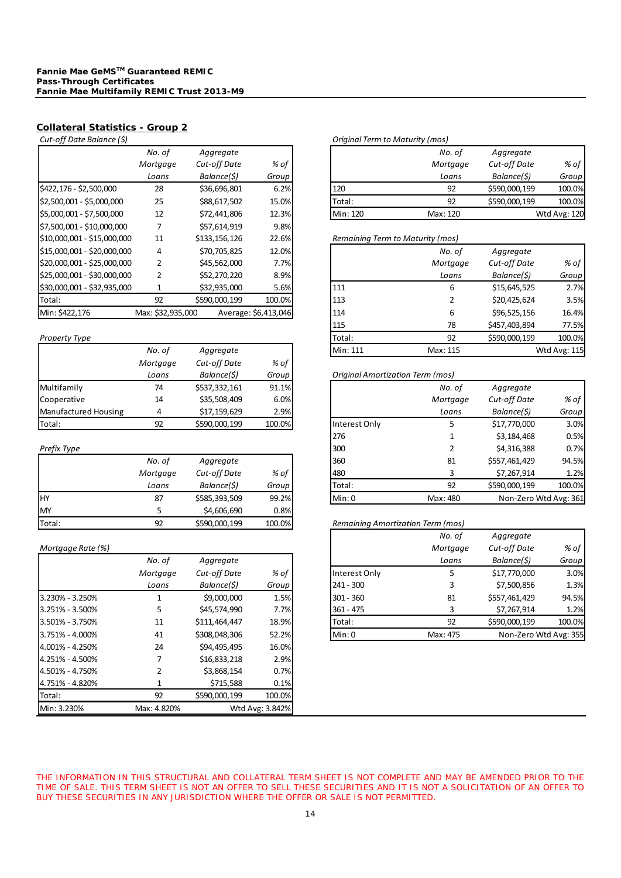**Fannie Mae GeMS™ Guaranteed REMIC**
**Pass-Through Certificates**
**Fannie Mae Multifamily REMIC Trust 2013-M9**

## Collateral Statistics - Group 2

*Cut-off Date Balance ($)*

| | No. of Mortgage Loans | Aggregate Cut-off Date Balance($) | % of Group |
|---|---|---|---|
| $422,176 - $2,500,000 | 28 | $36,696,801 | 6.2% |
| $2,500,001 - $5,000,000 | 25 | $88,617,502 | 15.0% |
| $5,000,001 - $7,500,000 | 12 | $72,441,806 | 12.3% |
| $7,500,001 - $10,000,000 | 7 | $57,614,919 | 9.8% |
| $10,000,001 - $15,000,000 | 11 | $133,156,126 | 22.6% |
| $15,000,001 - $20,000,000 | 4 | $70,705,825 | 12.0% |
| $20,000,001 - $25,000,000 | 2 | $45,562,000 | 7.7% |
| $25,000,001 - $30,000,000 | 2 | $52,270,220 | 8.9% |
| $30,000,001 - $32,935,000 | 1 | $32,935,000 | 5.6% |
| Total: | 92 | $590,000,199 | 100.0% |
| Min: $422,176 | Max: $32,935,000 | Average: $6,413,046 | |

*Property Type*

| | No. of Mortgage Loans | Aggregate Cut-off Date Balance($) | % of Group |
|---|---|---|---|
| Multifamily | 74 | $537,332,161 | 91.1% |
| Cooperative | 14 | $35,508,409 | 6.0% |
| Manufactured Housing | 4 | $17,159,629 | 2.9% |
| Total: | 92 | $590,000,199 | 100.0% |

*Prefix Type*

| | No. of Mortgage Loans | Aggregate Cut-off Date Balance($) | % of Group |
|---|---|---|---|
| HY | 87 | $585,393,509 | 99.2% |
| MY | 5 | $4,606,690 | 0.8% |
| Total: | 92 | $590,000,199 | 100.0% |

*Mortgage Rate (%)*

| | No. of Mortgage Loans | Aggregate Cut-off Date Balance($) | % of Group |
|---|---|---|---|
| 3.230% - 3.250% | 1 | $9,000,000 | 1.5% |
| 3.251% - 3.500% | 5 | $45,574,990 | 7.7% |
| 3.501% - 3.750% | 11 | $111,464,447 | 18.9% |
| 3.751% - 4.000% | 41 | $308,048,306 | 52.2% |
| 4.001% - 4.250% | 24 | $94,495,495 | 16.0% |
| 4.251% - 4.500% | 7 | $16,833,218 | 2.9% |
| 4.501% - 4.750% | 2 | $3,868,154 | 0.7% |
| 4.751% - 4.820% | 1 | $715,588 | 0.1% |
| Total: | 92 | $590,000,199 | 100.0% |
| Min: 3.230% | Max: 4.820% | Wtd Avg: 3.842% | |

*Original Term to Maturity (mos)*

| | No. of Mortgage Loans | Aggregate Cut-off Date Balance($) | % of Group |
|---|---|---|---|
| 120 | 92 | $590,000,199 | 100.0% |
| Total: | 92 | $590,000,199 | 100.0% |
| Min: 120 | Max: 120 | | Wtd Avg: 120 |

*Remaining Term to Maturity (mos)*

| | No. of Mortgage Loans | Aggregate Cut-off Date Balance($) | % of Group |
|---|---|---|---|
| 111 | 6 | $15,645,525 | 2.7% |
| 113 | 2 | $20,425,624 | 3.5% |
| 114 | 6 | $96,525,156 | 16.4% |
| 115 | 78 | $457,403,894 | 77.5% |
| Total: | 92 | $590,000,199 | 100.0% |
| Min: 111 | Max: 115 | | Wtd Avg: 115 |

*Original Amortization Term (mos)*

| | No. of Mortgage Loans | Aggregate Cut-off Date Balance($) | % of Group |
|---|---|---|---|
| Interest Only | 5 | $17,770,000 | 3.0% |
| 276 | 1 | $3,184,468 | 0.5% |
| 300 | 2 | $4,316,388 | 0.7% |
| 360 | 81 | $557,461,429 | 94.5% |
| 480 | 3 | $7,267,914 | 1.2% |
| Total: | 92 | $590,000,199 | 100.0% |
| Min: 0 | Max: 480 | Non-Zero Wtd Avg: 361 | |

*Remaining Amortization Term (mos)*

| | No. of Mortgage Loans | Aggregate Cut-off Date Balance($) | % of Group |
|---|---|---|---|
| Interest Only | 5 | $17,770,000 | 3.0% |
| 241 - 300 | 3 | $7,500,856 | 1.3% |
| 301 - 360 | 81 | $557,461,429 | 94.5% |
| 361 - 475 | 3 | $7,267,914 | 1.2% |
| Total: | 92 | $590,000,199 | 100.0% |
| Min: 0 | Max: 475 | Non-Zero Wtd Avg: 355 | |

THE INFORMATION IN THIS STRUCTURAL AND COLLATERAL TERM SHEET IS NOT COMPLETE AND MAY BE AMENDED PRIOR TO THE TIME OF SALE. THIS TERM SHEET IS NOT AN OFFER TO SELL THESE SECURITIES AND IT IS NOT A SOLICITATION OF AN OFFER TO BUY THESE SECURITIES IN ANY JURISDICTION WHERE THE OFFER OR SALE IS NOT PERMITTED.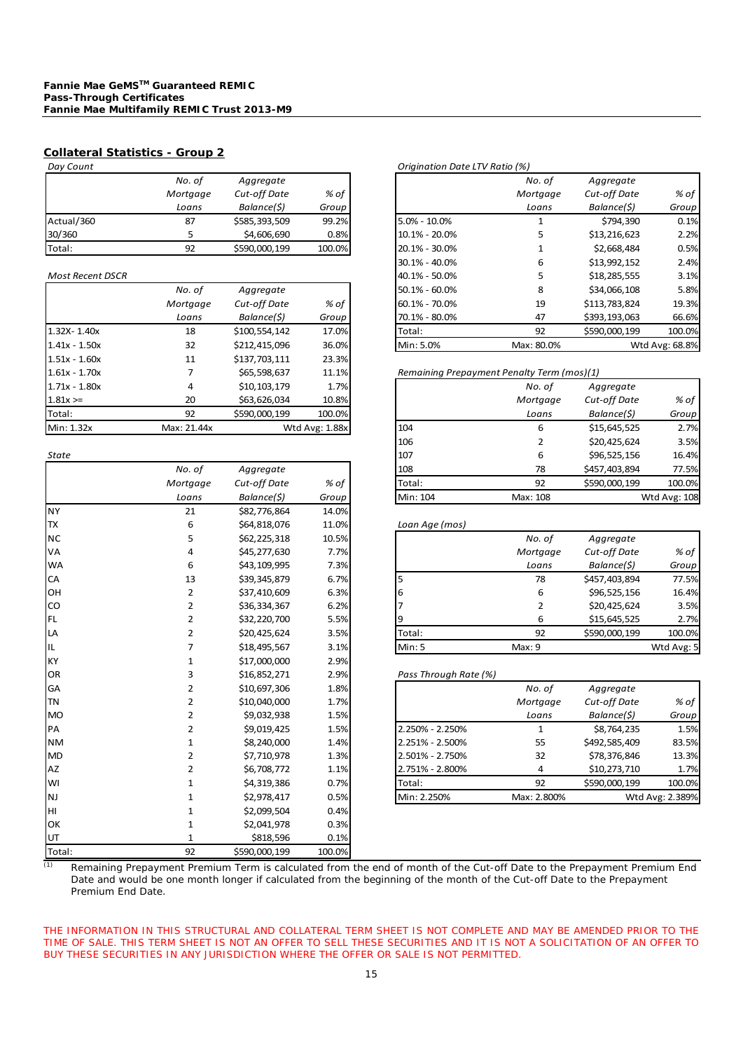**Fannie Mae GeMS™ Guaranteed REMIC**
**Pass-Through Certificates**
**Fannie Mae Multifamily REMIC Trust 2013-M9**

## Collateral Statistics - Group 2

*Day Count*

| | *No. of Mortgage Loans* | *Aggregate Cut-off Date Balance($)* | *% of Group* |
|---|---|---|---|
| Actual/360 | 87 | $585,393,509 | 99.2% |
| 30/360 | 5 | $4,606,690 | 0.8% |
| Total: | 92 | $590,000,199 | 100.0% |

*Most Recent DSCR*

| | *No. of Mortgage Loans* | *Aggregate Cut-off Date Balance($)* | *% of Group* |
|---|---|---|---|
| 1.32X- 1.40x | 18 | $100,554,142 | 17.0% |
| 1.41x - 1.50x | 32 | $212,415,096 | 36.0% |
| 1.51x - 1.60x | 11 | $137,703,111 | 23.3% |
| 1.61x - 1.70x | 7 | $65,598,637 | 11.1% |
| 1.71x - 1.80x | 4 | $10,103,179 | 1.7% |
| 1.81x >= | 20 | $63,626,034 | 10.8% |
| Total: | 92 | $590,000,199 | 100.0% |
| Min: 1.32x | Max: 21.44x | | Wtd Avg: 1.88x |

*State*

| | *No. of Mortgage Loans* | *Aggregate Cut-off Date Balance($)* | *% of Group* |
|---|---|---|---|
| NY | 21 | $82,776,864 | 14.0% |
| TX | 6 | $64,818,076 | 11.0% |
| NC | 5 | $62,225,318 | 10.5% |
| VA | 4 | $45,277,630 | 7.7% |
| WA | 6 | $43,109,995 | 7.3% |
| CA | 13 | $39,345,879 | 6.7% |
| OH | 2 | $37,410,609 | 6.3% |
| CO | 2 | $36,334,367 | 6.2% |
| FL | 2 | $32,220,700 | 5.5% |
| LA | 2 | $20,425,624 | 3.5% |
| IL | 7 | $18,495,567 | 3.1% |
| KY | 1 | $17,000,000 | 2.9% |
| OR | 3 | $16,852,271 | 2.9% |
| GA | 2 | $10,697,306 | 1.8% |
| TN | 2 | $10,040,000 | 1.7% |
| MO | 2 | $9,032,938 | 1.5% |
| PA | 2 | $9,019,425 | 1.5% |
| NM | 1 | $8,240,000 | 1.4% |
| MD | 2 | $7,710,978 | 1.3% |
| AZ | 2 | $6,708,772 | 1.1% |
| WI | 1 | $4,319,386 | 0.7% |
| NJ | 1 | $2,978,417 | 0.5% |
| HI | 1 | $2,099,504 | 0.4% |
| OK | 1 | $2,041,978 | 0.3% |
| UT | 1 | $818,596 | 0.1% |
| Total: | 92 | $590,000,199 | 100.0% |

*Origination Date LTV Ratio (%)*

| | *No. of Mortgage Loans* | *Aggregate Cut-off Date Balance($)* | *% of Group* |
|---|---|---|---|
| 5.0% - 10.0% | 1 | $794,390 | 0.1% |
| 10.1% - 20.0% | 5 | $13,216,623 | 2.2% |
| 20.1% - 30.0% | 1 | $2,668,484 | 0.5% |
| 30.1% - 40.0% | 6 | $13,992,152 | 2.4% |
| 40.1% - 50.0% | 5 | $18,285,555 | 3.1% |
| 50.1% - 60.0% | 8 | $34,066,108 | 5.8% |
| 60.1% - 70.0% | 19 | $113,783,824 | 19.3% |
| 70.1% - 80.0% | 47 | $393,193,063 | 66.6% |
| Total: | 92 | $590,000,199 | 100.0% |
| Min: 5.0% | Max: 80.0% | | Wtd Avg: 68.8% |

*Remaining Prepayment Penalty Term (mos)(1)*

| | *No. of Mortgage Loans* | *Aggregate Cut-off Date Balance($)* | *% of Group* |
|---|---|---|---|
| 104 | 6 | $15,645,525 | 2.7% |
| 106 | 2 | $20,425,624 | 3.5% |
| 107 | 6 | $96,525,156 | 16.4% |
| 108 | 78 | $457,403,894 | 77.5% |
| Total: | 92 | $590,000,199 | 100.0% |
| Min: 104 | Max: 108 | | Wtd Avg: 108 |

*Loan Age (mos)*

| | *No. of Mortgage Loans* | *Aggregate Cut-off Date Balance($)* | *% of Group* |
|---|---|---|---|
| 5 | 78 | $457,403,894 | 77.5% |
| 6 | 6 | $96,525,156 | 16.4% |
| 7 | 2 | $20,425,624 | 3.5% |
| 9 | 6 | $15,645,525 | 2.7% |
| Total: | 92 | $590,000,199 | 100.0% |
| Min: 5 | Max: 9 | | Wtd Avg: 5 |

*Pass Through Rate (%)*

| | *No. of Mortgage Loans* | *Aggregate Cut-off Date Balance($)* | *% of Group* |
|---|---|---|---|
| 2.250% - 2.250% | 1 | $8,764,235 | 1.5% |
| 2.251% - 2.500% | 55 | $492,585,409 | 83.5% |
| 2.501% - 2.750% | 32 | $78,376,846 | 13.3% |
| 2.751% - 2.800% | 4 | $10,273,710 | 1.7% |
| Total: | 92 | $590,000,199 | 100.0% |
| Min: 2.250% | Max: 2.800% | | Wtd Avg: 2.389% |

(1) Remaining Prepayment Premium Term is calculated from the end of month of the Cut-off Date to the Prepayment Premium End Date and would be one month longer if calculated from the beginning of the month of the Cut-off Date to the Prepayment Premium End Date.

THE INFORMATION IN THIS STRUCTURAL AND COLLATERAL TERM SHEET IS NOT COMPLETE AND MAY BE AMENDED PRIOR TO THE TIME OF SALE. THIS TERM SHEET IS NOT AN OFFER TO SELL THESE SECURITIES AND IT IS NOT A SOLICITATION OF AN OFFER TO BUY THESE SECURITIES IN ANY JURISDICTION WHERE THE OFFER OR SALE IS NOT PERMITTED.